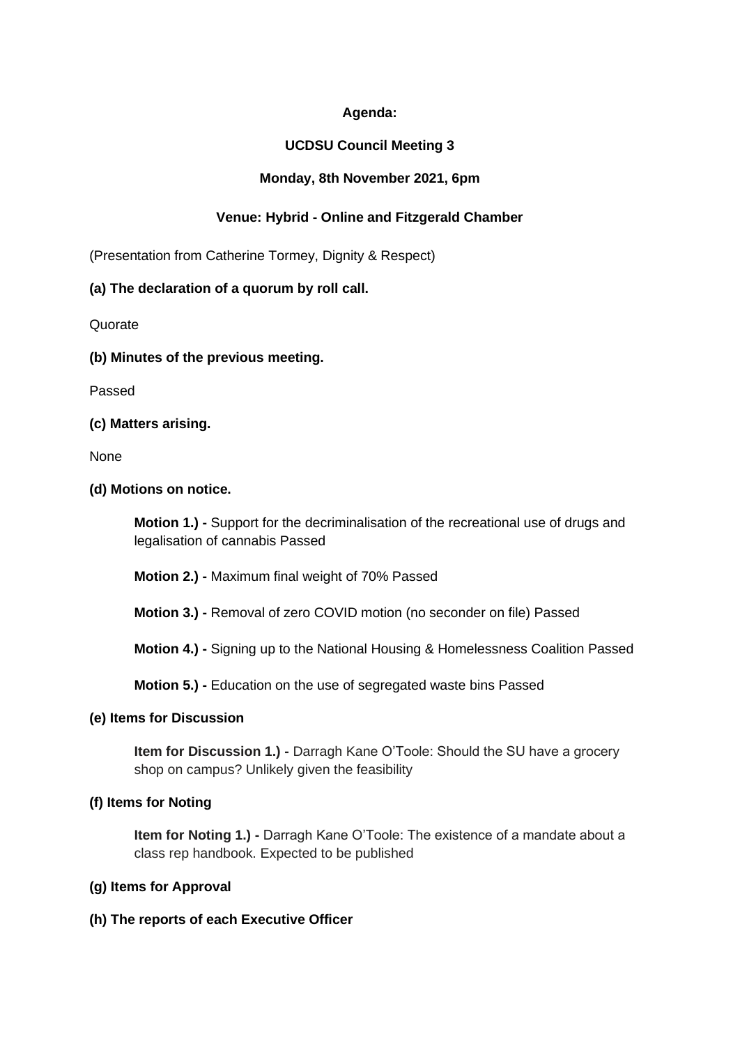**Agenda:**

**UCDSU Council Meeting 3**

**Monday, 8th November 2021, 6pm**

**Venue: Hybrid - Online and Fitzgerald Chamber**

(Presentation from Catherine Tormey, Dignity & Respect)

**(a) The declaration of a quorum by roll call.**

Quorate

**(b) Minutes of the previous meeting.**

Passed

**(c) Matters arising.**

None

**(d) Motions on notice.**

> **Motion 1.) -** Support for the decriminalisation of the recreational use of drugs and legalisation of cannabis Passed
>
> **Motion 2.) -** Maximum final weight of 70% Passed
>
> **Motion 3.) -** Removal of zero COVID motion (no seconder on file) Passed
>
> **Motion 4.) -** Signing up to the National Housing & Homelessness Coalition Passed
>
> **Motion 5.) -** Education on the use of segregated waste bins Passed

**(e) Items for Discussion**

> **Item for Discussion 1.) -** Darragh Kane O'Toole: Should the SU have a grocery shop on campus? Unlikely given the feasibility

**(f) Items for Noting**

> **Item for Noting 1.) -** Darragh Kane O'Toole: The existence of a mandate about a class rep handbook. Expected to be published

**(g) Items for Approval**

**(h) The reports of each Executive Officer**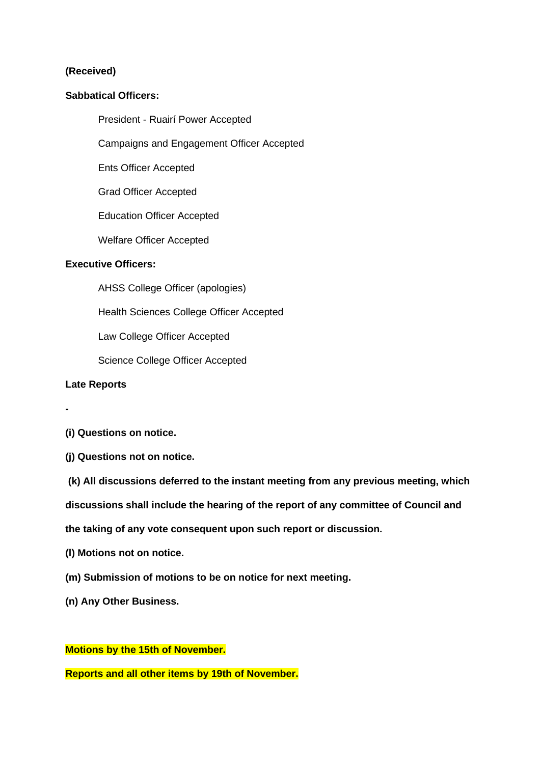**(Received)**

**Sabbatical Officers:**

President - Ruairí Power Accepted

Campaigns and Engagement Officer Accepted

Ents Officer Accepted

Grad Officer Accepted

Education Officer Accepted

Welfare Officer Accepted

**Executive Officers:**

AHSS College Officer (apologies)

Health Sciences College Officer Accepted

Law College Officer Accepted

Science College Officer Accepted

**Late Reports**

**-**

**(i) Questions on notice.**

**(j) Questions not on notice.**

**(k) All discussions deferred to the instant meeting from any previous meeting, which discussions shall include the hearing of the report of any committee of Council and the taking of any vote consequent upon such report or discussion.**

**(l) Motions not on notice.**

**(m) Submission of motions to be on notice for next meeting.**

**(n) Any Other Business.**

**Motions by the 15th of November.**

**Reports and all other items by 19th of November.**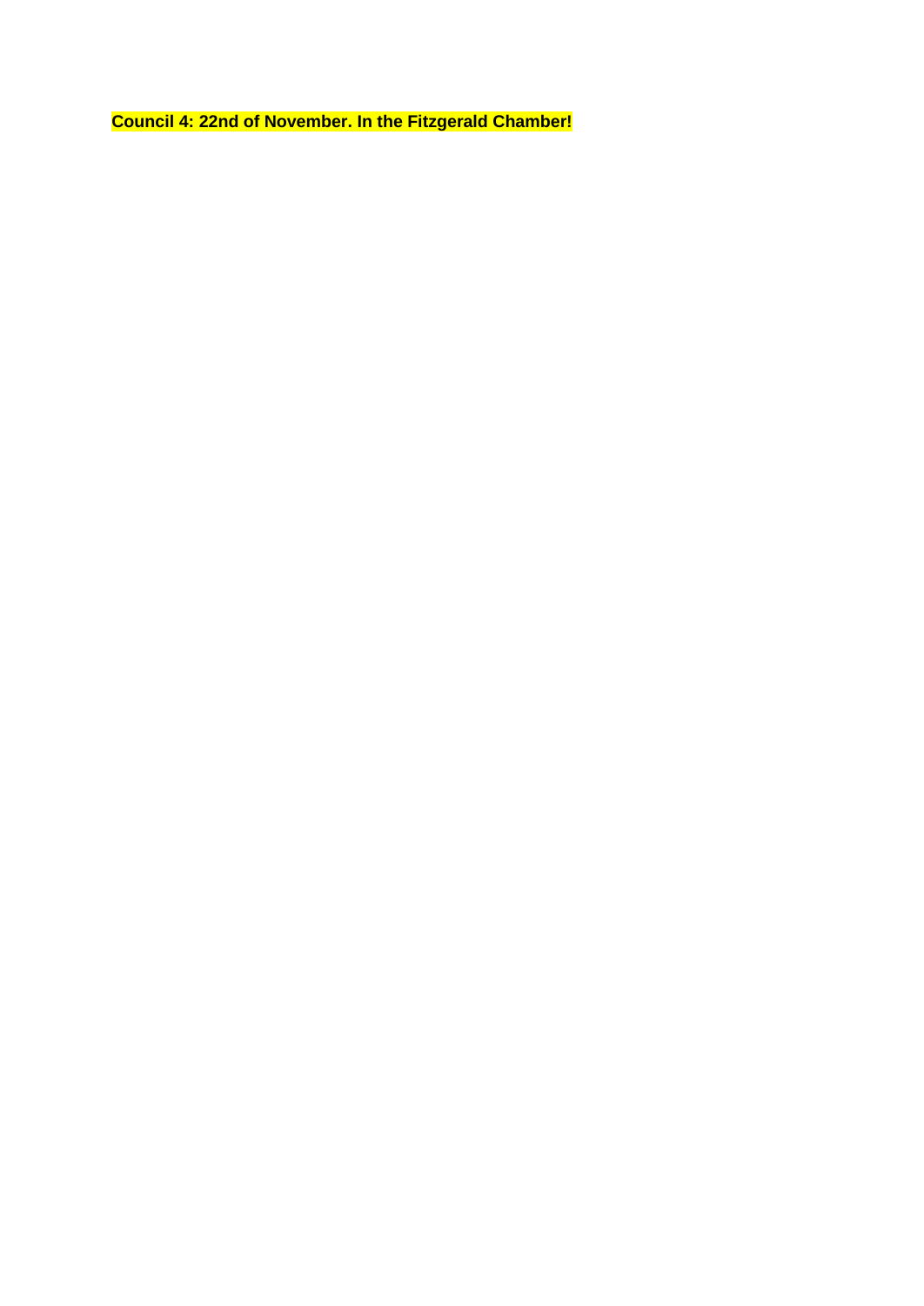**Council 4: 22nd of November. In the Fitzgerald Chamber!**